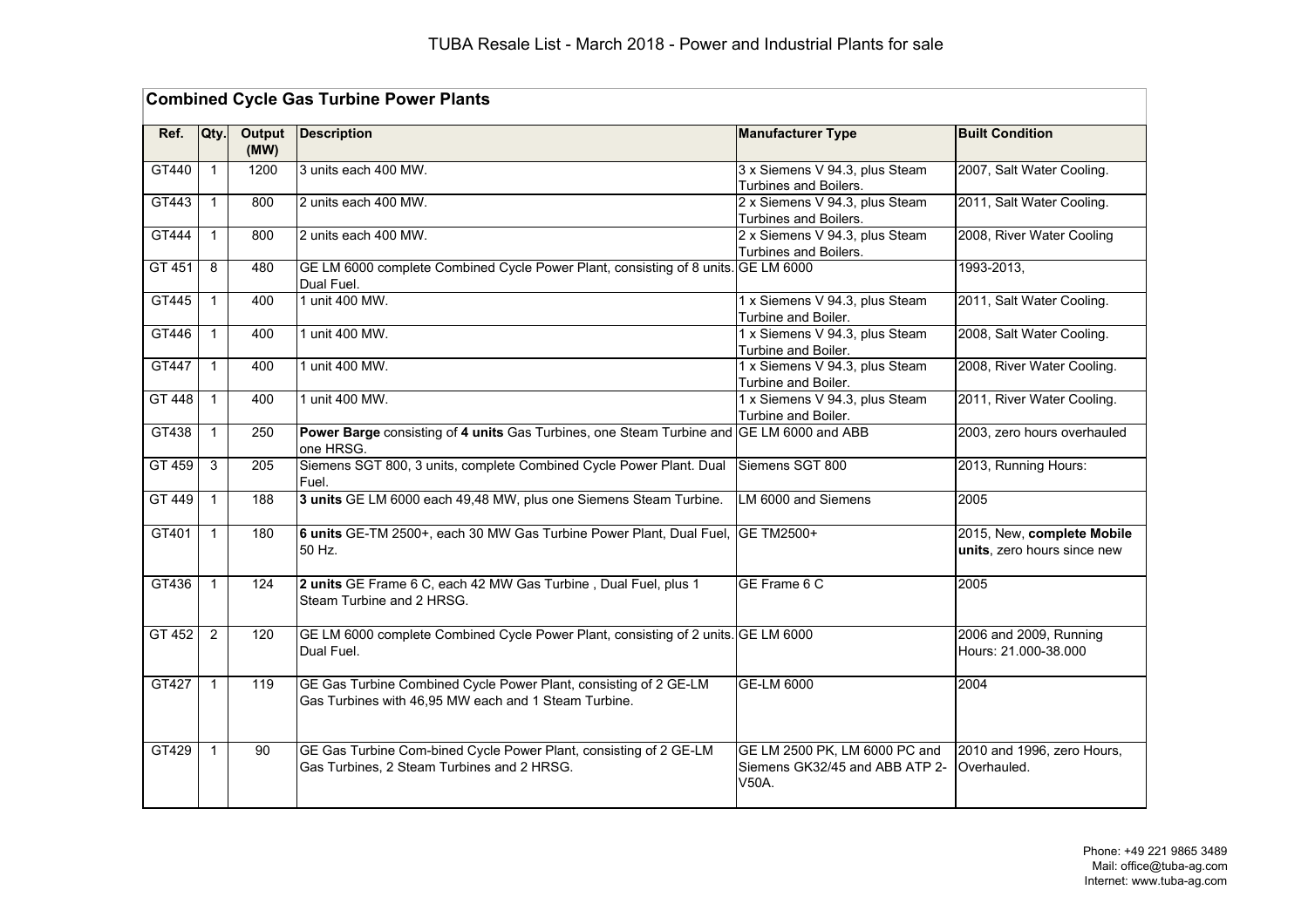# TUBA Resale List - March 2018 - Power and Industrial Plants for sale

## Combined Cycle Gas Turbine Power Plants

| Ref. | Qty. | Output (MW) | Description | Manufacturer Type | Built Condition |
|---|---|---|---|---|---|
| GT440 | 1 | 1200 | 3 units each 400 MW. | 3 x Siemens V 94.3, plus Steam Turbines and Boilers. | 2007, Salt Water Cooling. |
| GT443 | 1 | 800 | 2 units each 400 MW. | 2 x Siemens V 94.3, plus Steam Turbines and Boilers. | 2011, Salt Water Cooling. |
| GT444 | 1 | 800 | 2 units each 400 MW. | 2 x Siemens V 94.3, plus Steam Turbines and Boilers. | 2008, River Water Cooling |
| GT 451 | 8 | 480 | GE LM 6000 complete Combined Cycle Power Plant, consisting of 8 units. Dual Fuel. | GE LM 6000 | 1993-2013, |
| GT445 | 1 | 400 | 1 unit 400 MW. | 1 x Siemens V 94.3, plus Steam Turbine and Boiler. | 2011, Salt Water Cooling. |
| GT446 | 1 | 400 | 1 unit 400 MW. | 1 x Siemens V 94.3, plus Steam Turbine and Boiler. | 2008, Salt Water Cooling. |
| GT447 | 1 | 400 | 1 unit 400 MW. | 1 x Siemens V 94.3, plus Steam Turbine and Boiler. | 2008, River Water Cooling. |
| GT 448 | 1 | 400 | 1 unit 400 MW. | 1 x Siemens V 94.3, plus Steam Turbine and Boiler. | 2011, River Water Cooling. |
| GT438 | 1 | 250 | **Power Barge** consisting of **4 units** Gas Turbines, one Steam Turbine and one HRSG. | GE LM 6000 and ABB | 2003, zero hours overhauled |
| GT 459 | 3 | 205 | Siemens SGT 800, 3 units, complete Combined Cycle Power Plant. Dual Fuel. | Siemens SGT 800 | 2013, Running Hours: |
| GT 449 | 1 | 188 | **3 units** GE LM 6000 each 49,48 MW, plus one Siemens Steam Turbine. | LM 6000 and Siemens | 2005 |
| GT401 | 1 | 180 | **6 units** GE-TM 2500+, each 30 MW Gas Turbine Power Plant, Dual Fuel, 50 Hz. | GE TM2500+ | 2015, New, **complete Mobile units**, zero hours since new |
| GT436 | 1 | 124 | **2 units** GE Frame 6 C, each 42 MW Gas Turbine , Dual Fuel, plus 1 Steam Turbine and 2 HRSG. | GE Frame 6 C | 2005 |
| GT 452 | 2 | 120 | GE LM 6000 complete Combined Cycle Power Plant, consisting of 2 units. Dual Fuel. | GE LM 6000 | 2006 and 2009, Running Hours: 21.000-38.000 |
| GT427 | 1 | 119 | GE Gas Turbine Combined Cycle Power Plant, consisting of 2 GE-LM Gas Turbines with 46,95 MW each and 1 Steam Turbine. | GE-LM 6000 | 2004 |
| GT429 | 1 | 90 | GE Gas Turbine Com-bined Cycle Power Plant, consisting of 2 GE-LM Gas Turbines, 2 Steam Turbines and 2 HRSG. | GE LM 2500 PK, LM 6000 PC and Siemens GK32/45 and ABB ATP 2-V50A. | 2010 and 1996, zero Hours, Overhauled. |

Phone: +49 221 9865 3489
Mail: office@tuba-ag.com
Internet: www.tuba-ag.com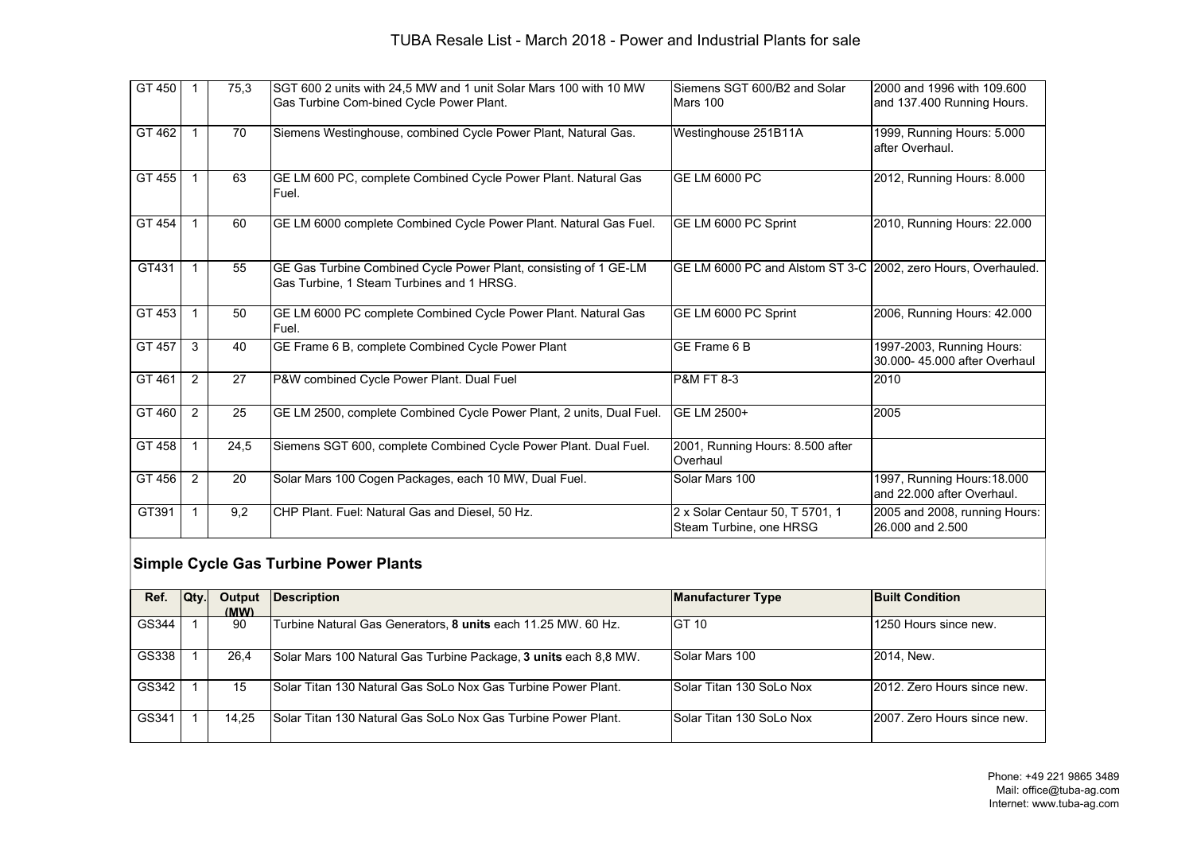| | | | | | |
|---|---|---|---|---|---|
| GT 450 | 1 | 75,3 | SGT 600 2 units with 24,5 MW and 1 unit Solar Mars 100 with 10 MW Gas Turbine Com-bined Cycle Power Plant. | Siemens SGT 600/B2 and Solar Mars 100 | 2000 and 1996 with 109.600 and 137.400 Running Hours. |
| GT 462 | 1 | 70 | Siemens Westinghouse, combined Cycle Power Plant, Natural Gas. | Westinghouse 251B11A | 1999, Running Hours: 5.000 after Overhaul. |
| GT 455 | 1 | 63 | GE LM 600 PC, complete Combined Cycle Power Plant. Natural Gas Fuel. | GE LM 6000 PC | 2012, Running Hours: 8.000 |
| GT 454 | 1 | 60 | GE LM 6000 complete Combined Cycle Power Plant. Natural Gas Fuel. | GE LM 6000 PC Sprint | 2010, Running Hours: 22.000 |
| GT431 | 1 | 55 | GE Gas Turbine Combined Cycle Power Plant, consisting of 1 GE-LM Gas Turbine, 1 Steam Turbines and 1 HRSG. | GE LM 6000 PC and Alstom ST 3-C | 2002, zero Hours, Overhauled. |
| GT 453 | 1 | 50 | GE LM 6000 PC complete Combined Cycle Power Plant. Natural Gas Fuel. | GE LM 6000 PC Sprint | 2006, Running Hours: 42.000 |
| GT 457 | 3 | 40 | GE Frame 6 B, complete Combined Cycle Power Plant | GE Frame 6 B | 1997-2003, Running Hours: 30.000- 45.000 after Overhaul |
| GT 461 | 2 | 27 | P&W combined Cycle Power Plant. Dual Fuel | P&M FT 8-3 | 2010 |
| GT 460 | 2 | 25 | GE LM 2500, complete Combined Cycle Power Plant, 2 units, Dual Fuel. | GE LM 2500+ | 2005 |
| GT 458 | 1 | 24,5 | Siemens SGT 600, complete Combined Cycle Power Plant. Dual Fuel. | 2001, Running Hours: 8.500 after Overhaul | |
| GT 456 | 2 | 20 | Solar Mars 100 Cogen Packages, each 10 MW, Dual Fuel. | Solar Mars 100 | 1997, Running Hours:18.000 and 22.000 after Overhaul. |
| GT391 | 1 | 9,2 | CHP Plant. Fuel: Natural Gas and Diesel, 50 Hz. | 2 x Solar Centaur 50, T 5701, 1 Steam Turbine, one HRSG | 2005 and 2008, running Hours: 26.000 and 2.500 |

## Simple Cycle Gas Turbine Power Plants

| Ref. | Qty. | Output (MW) | Description | Manufacturer Type | Built Condition |
|---|---|---|---|---|---|
| GS344 | 1 | 90 | Turbine Natural Gas Generators, **8 units** each 11.25 MW. 60 Hz. | GT 10 | 1250 Hours since new. |
| GS338 | 1 | 26,4 | Solar Mars 100 Natural Gas Turbine Package, **3 units** each 8,8 MW. | Solar Mars 100 | 2014, New. |
| GS342 | 1 | 15 | Solar Titan 130 Natural Gas SoLo Nox Gas Turbine Power Plant. | Solar Titan 130 SoLo Nox | 2012. Zero Hours since new. |
| GS341 | 1 | 14,25 | Solar Titan 130 Natural Gas SoLo Nox Gas Turbine Power Plant. | Solar Titan 130 SoLo Nox | 2007. Zero Hours since new. |

Phone: +49 221 9865 3489
Mail: office@tuba-ag.com
Internet: www.tuba-ag.com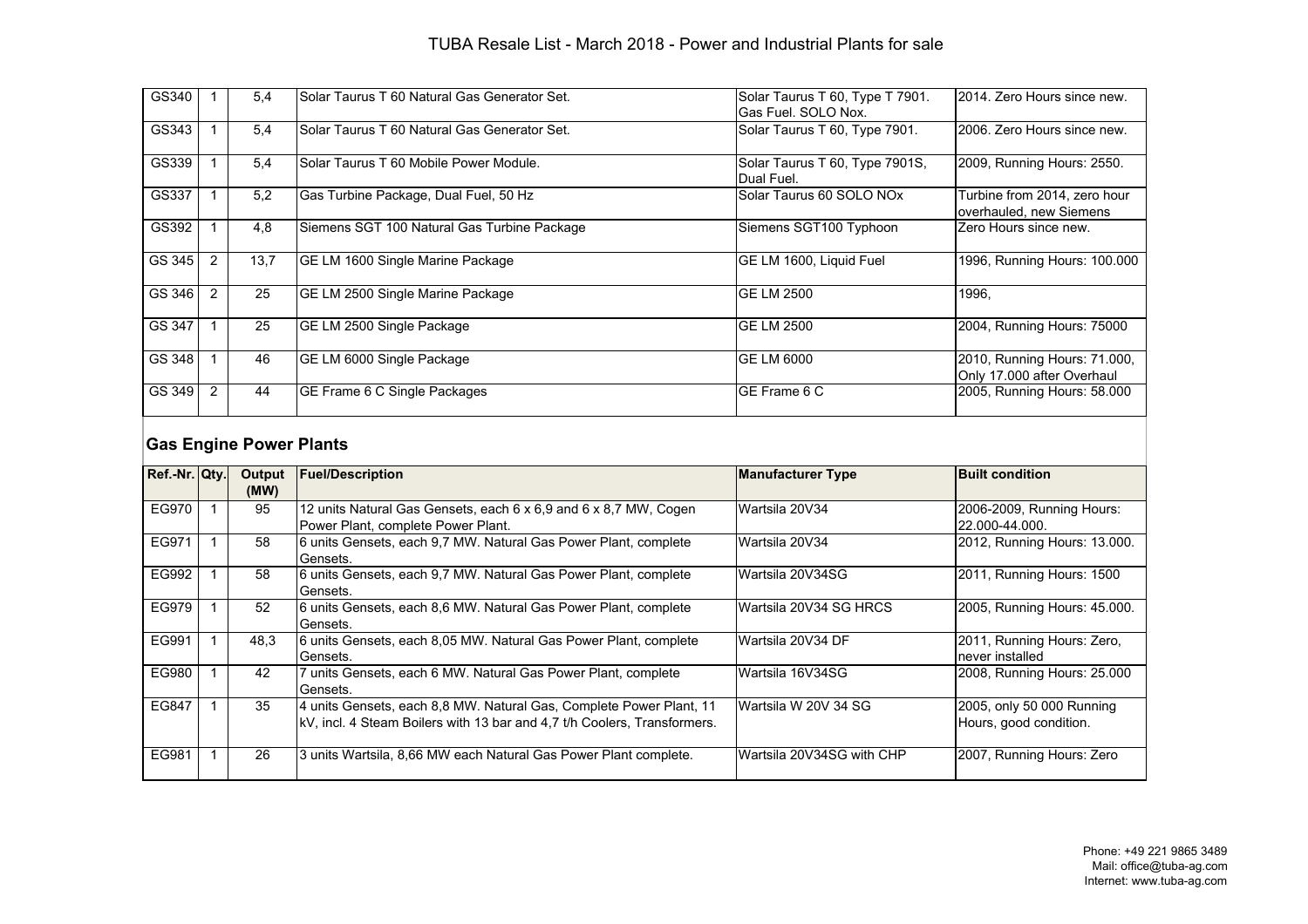| | | | | | |
|---|---|---|---|---|---|
| GS340 | 1 | 5,4 | Solar Taurus T 60 Natural Gas Generator Set. | Solar Taurus T 60, Type T 7901. Gas Fuel. SOLO Nox. | 2014. Zero Hours since new. |
| GS343 | 1 | 5,4 | Solar Taurus T 60 Natural Gas Generator Set. | Solar Taurus T 60, Type 7901. | 2006. Zero Hours since new. |
| GS339 | 1 | 5,4 | Solar Taurus T 60 Mobile Power Module. | Solar Taurus T 60, Type 7901S, Dual Fuel. | 2009, Running Hours: 2550. |
| GS337 | 1 | 5,2 | Gas Turbine Package, Dual Fuel, 50 Hz | Solar Taurus 60 SOLO NOx | Turbine from 2014, zero hour overhauled, new Siemens |
| GS392 | 1 | 4,8 | Siemens SGT 100 Natural Gas Turbine Package | Siemens SGT100 Typhoon | Zero Hours since new. |
| GS 345 | 2 | 13,7 | GE LM 1600 Single Marine Package | GE LM 1600, Liquid Fuel | 1996, Running Hours: 100.000 |
| GS 346 | 2 | 25 | GE LM 2500 Single Marine Package | GE LM 2500 | 1996, |
| GS 347 | 1 | 25 | GE LM 2500 Single Package | GE LM 2500 | 2004, Running Hours: 75000 |
| GS 348 | 1 | 46 | GE LM 6000 Single Package | GE LM 6000 | 2010, Running Hours: 71.000, Only 17.000 after Overhaul |
| GS 349 | 2 | 44 | GE Frame 6 C Single Packages | GE Frame 6 C | 2005, Running Hours: 58.000 |

## Gas Engine Power Plants

| Ref.-Nr. | Qty. | Output (MW) | Fuel/Description | Manufacturer Type | Built condition |
|---|---|---|---|---|---|
| EG970 | 1 | 95 | 12 units Natural Gas Gensets, each 6 x 6,9 and 6 x 8,7 MW, Cogen Power Plant, complete Power Plant. | Wartsila 20V34 | 2006-2009, Running Hours: 22.000-44.000. |
| EG971 | 1 | 58 | 6 units Gensets, each 9,7 MW. Natural Gas Power Plant, complete Gensets. | Wartsila 20V34 | 2012, Running Hours: 13.000. |
| EG992 | 1 | 58 | 6 units Gensets, each 9,7 MW. Natural Gas Power Plant, complete Gensets. | Wartsila 20V34SG | 2011, Running Hours: 1500 |
| EG979 | 1 | 52 | 6 units Gensets, each 8,6 MW. Natural Gas Power Plant, complete Gensets. | Wartsila 20V34 SG HRCS | 2005, Running Hours: 45.000. |
| EG991 | 1 | 48,3 | 6 units Gensets, each 8,05 MW. Natural Gas Power Plant, complete Gensets. | Wartsila 20V34 DF | 2011, Running Hours: Zero, never installed |
| EG980 | 1 | 42 | 7 units Gensets, each 6 MW. Natural Gas Power Plant, complete Gensets. | Wartsila 16V34SG | 2008, Running Hours: 25.000 |
| EG847 | 1 | 35 | 4 units Gensets, each 8,8 MW. Natural Gas, Complete Power Plant, 11 kV, incl. 4 Steam Boilers with 13 bar and 4,7 t/h Coolers, Transformers. | Wartsila W 20V 34 SG | 2005, only 50 000 Running Hours, good condition. |
| EG981 | 1 | 26 | 3 units Wartsila, 8,66 MW each Natural Gas Power Plant complete. | Wartsila 20V34SG with CHP | 2007, Running Hours: Zero |

Phone: +49 221 9865 3489
Mail: office@tuba-ag.com
Internet: www.tuba-ag.com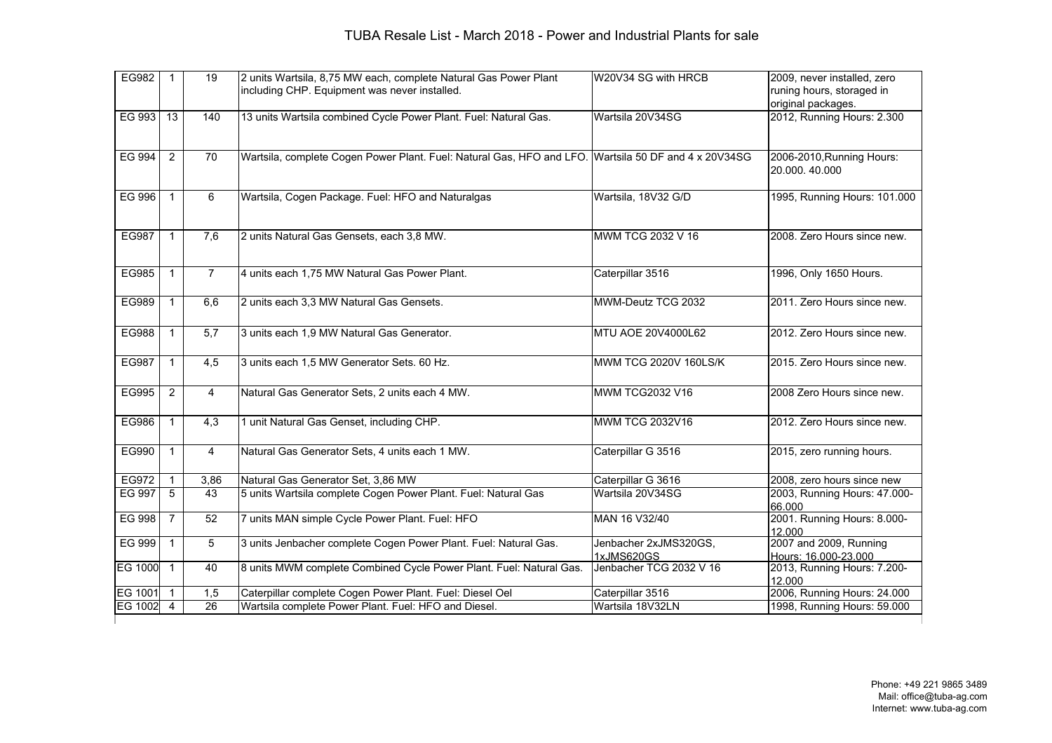# TUBA Resale List - March 2018 - Power and Industrial Plants for sale

| | | | | | |
|---|---|---|---|---|---|
| EG982 | 1 | 19 | 2 units Wartsila, 8,75 MW each, complete Natural Gas Power Plant including CHP. Equipment was never installed. | W20V34 SG with HRCB | 2009, never installed, zero runing hours, storaged in original packages. |
| EG 993 | 13 | 140 | 13 units Wartsila combined Cycle Power Plant. Fuel: Natural Gas. | Wartsila 20V34SG | 2012, Running Hours: 2.300 |
| EG 994 | 2 | 70 | Wartsila, complete Cogen Power Plant. Fuel: Natural Gas, HFO and LFO. | Wartsila 50 DF and 4 x 20V34SG | 2006-2010,Running Hours: 20.000. 40.000 |
| EG 996 | 1 | 6 | Wartsila, Cogen Package. Fuel: HFO and Naturalgas | Wartsila, 18V32 G/D | 1995, Running Hours: 101.000 |
| EG987 | 1 | 7,6 | 2 units Natural Gas Gensets, each 3,8 MW. | MWM TCG 2032 V 16 | 2008. Zero Hours since new. |
| EG985 | 1 | 7 | 4 units each 1,75 MW Natural Gas Power Plant. | Caterpillar 3516 | 1996, Only 1650 Hours. |
| EG989 | 1 | 6,6 | 2 units each 3,3 MW Natural Gas Gensets. | MWM-Deutz TCG 2032 | 2011. Zero Hours since new. |
| EG988 | 1 | 5,7 | 3 units each 1,9 MW Natural Gas Generator. | MTU AOE 20V4000L62 | 2012. Zero Hours since new. |
| EG987 | 1 | 4,5 | 3 units each 1,5 MW Generator Sets. 60 Hz. | MWM TCG 2020V 160LS/K | 2015. Zero Hours since new. |
| EG995 | 2 | 4 | Natural Gas Generator Sets, 2 units each 4 MW. | MWM TCG2032 V16 | 2008 Zero Hours since new. |
| EG986 | 1 | 4,3 | 1 unit Natural Gas Genset, including CHP. | MWM TCG 2032V16 | 2012. Zero Hours since new. |
| EG990 | 1 | 4 | Natural Gas Generator Sets, 4 units each 1 MW. | Caterpillar G 3516 | 2015, zero running hours. |
| EG972 | 1 | 3,86 | Natural Gas Generator Set, 3,86 MW | Caterpillar G 3616 | 2008, zero hours since new |
| EG 997 | 5 | 43 | 5 units Wartsila complete Cogen Power Plant. Fuel: Natural Gas | Wartsila 20V34SG | 2003, Running Hours: 47.000-66.000 |
| EG 998 | 7 | 52 | 7 units MAN simple Cycle Power Plant. Fuel: HFO | MAN 16 V32/40 | 2001. Running Hours: 8.000-12.000 |
| EG 999 | 1 | 5 | 3 units Jenbacher complete Cogen Power Plant. Fuel: Natural Gas. | Jenbacher 2xJMS320GS, 1xJMS620GS | 2007 and 2009, Running Hours: 16.000-23.000 |
| EG 1000 | 1 | 40 | 8 units MWM complete Combined Cycle Power Plant. Fuel: Natural Gas. | Jenbacher TCG 2032 V 16 | 2013, Running Hours: 7.200-12.000 |
| EG 1001 | 1 | 1,5 | Caterpillar complete Cogen Power Plant. Fuel: Diesel Oel | Caterpillar 3516 | 2006, Running Hours: 24.000 |
| EG 1002 | 4 | 26 | Wartsila complete Power Plant. Fuel: HFO and Diesel. | Wartsila 18V32LN | 1998, Running Hours: 59.000 |

Phone: +49 221 9865 3489
Mail: office@tuba-ag.com
Internet: www.tuba-ag.com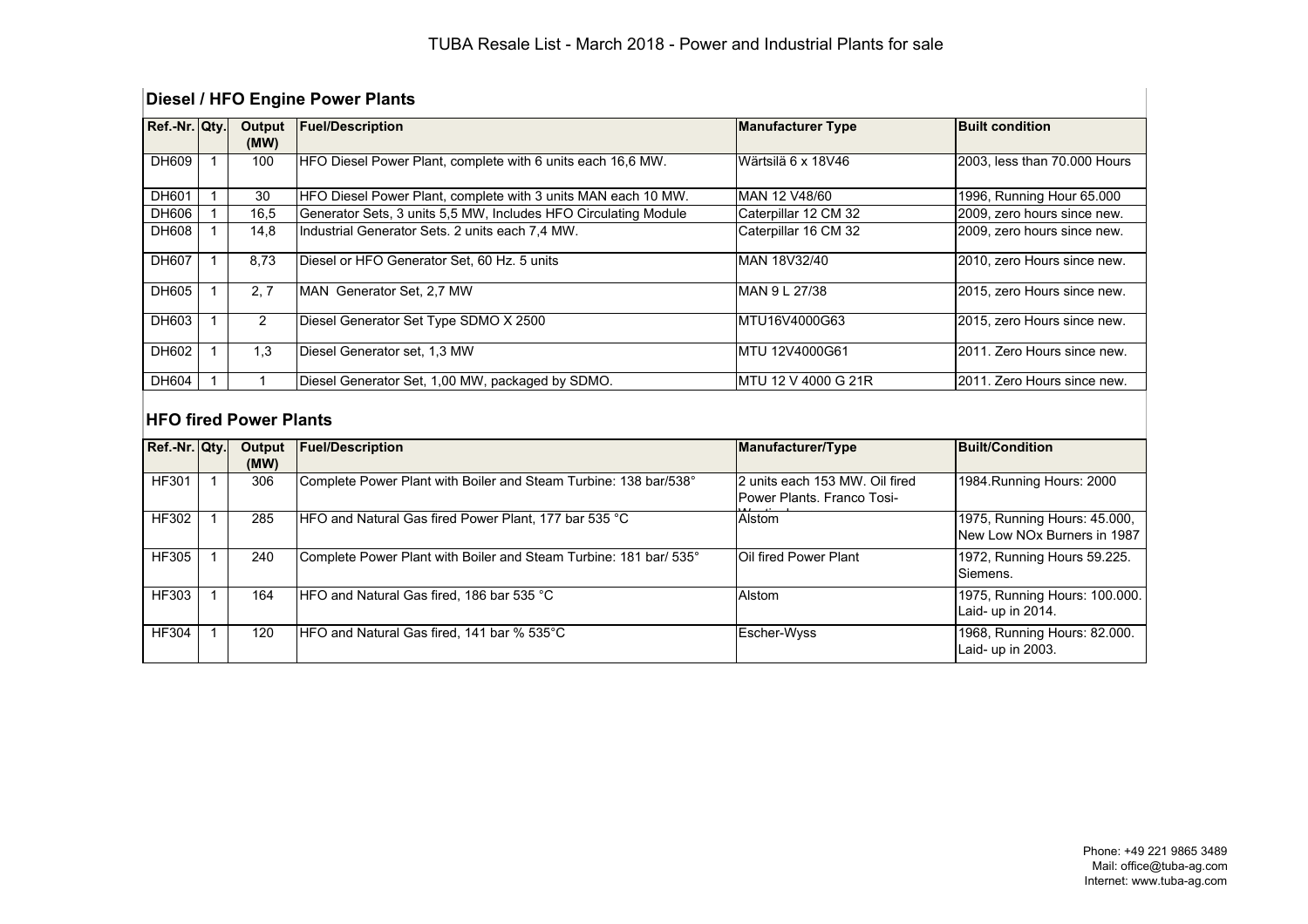# TUBA Resale List - March 2018 - Power and Industrial Plants for sale

## Diesel / HFO Engine Power Plants

| Ref.-Nr. | Qty. | Output (MW) | Fuel/Description | Manufacturer Type | Built condition |
|---|---|---|---|---|---|
| DH609 | 1 | 100 | HFO Diesel Power Plant, complete with 6 units each 16,6 MW. | Wärtsilä 6 x 18V46 | 2003, less than 70.000 Hours |
| DH601 | 1 | 30 | HFO Diesel Power Plant, complete with 3 units MAN each 10 MW. | MAN 12 V48/60 | 1996, Running Hour 65.000 |
| DH606 | 1 | 16,5 | Generator Sets, 3 units 5,5 MW, Includes HFO Circulating Module | Caterpillar 12 CM 32 | 2009, zero hours since new. |
| DH608 | 1 | 14,8 | Industrial Generator Sets. 2 units each 7,4 MW. | Caterpillar 16 CM 32 | 2009, zero hours since new. |
| DH607 | 1 | 8,73 | Diesel or HFO Generator Set, 60 Hz. 5 units | MAN 18V32/40 | 2010, zero Hours since new. |
| DH605 | 1 | 2, 7 | MAN Generator Set, 2,7 MW | MAN 9 L 27/38 | 2015, zero Hours since new. |
| DH603 | 1 | 2 | Diesel Generator Set Type SDMO X 2500 | MTU16V4000G63 | 2015, zero Hours since new. |
| DH602 | 1 | 1,3 | Diesel Generator set, 1,3 MW | MTU 12V4000G61 | 2011. Zero Hours since new. |
| DH604 | 1 | 1 | Diesel Generator Set, 1,00 MW, packaged by SDMO. | MTU 12 V 4000 G 21R | 2011. Zero Hours since new. |

## HFO fired Power Plants

| Ref.-Nr. | Qty. | Output (MW) | Fuel/Description | Manufacturer/Type | Built/Condition |
|---|---|---|---|---|---|
| HF301 | 1 | 306 | Complete Power Plant with Boiler and Steam Turbine: 138 bar/538° | 2 units each 153 MW. Oil fired Power Plants. Franco Tosi-Westinghouse | 1984.Running Hours: 2000 |
| HF302 | 1 | 285 | HFO and Natural Gas fired Power Plant, 177 bar 535 °C | Alstom | 1975, Running Hours: 45.000, New Low NOx Burners in 1987 |
| HF305 | 1 | 240 | Complete Power Plant with Boiler and Steam Turbine: 181 bar/ 535° | Oil fired Power Plant | 1972, Running Hours 59.225. Siemens. |
| HF303 | 1 | 164 | HFO and Natural Gas fired, 186 bar 535 °C | Alstom | 1975, Running Hours: 100.000. Laid- up in 2014. |
| HF304 | 1 | 120 | HFO and Natural Gas fired, 141 bar % 535°C | Escher-Wyss | 1968, Running Hours: 82.000. Laid- up in 2003. |

Phone: +49 221 9865 3489
Mail: office@tuba-ag.com
Internet: www.tuba-ag.com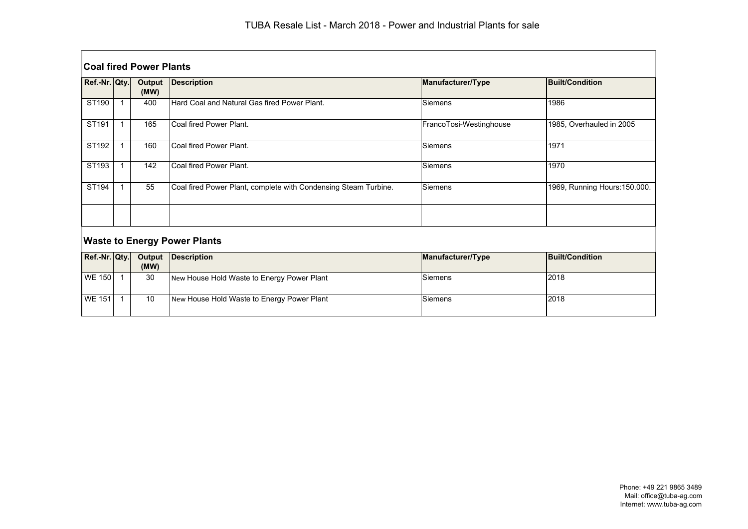TUBA Resale List - March 2018 - Power and Industrial Plants for sale

## Coal fired Power Plants

| Ref.-Nr. | Qty. | Output (MW) | Description | Manufacturer/Type | Built/Condition |
|---|---|---|---|---|---|
| ST190 | 1 | 400 | Hard Coal and Natural Gas fired Power Plant. | Siemens | 1986 |
| ST191 | 1 | 165 | Coal fired Power Plant. | FrancoTosi-Westinghouse | 1985, Overhauled in 2005 |
| ST192 | 1 | 160 | Coal fired Power Plant. | Siemens | 1971 |
| ST193 | 1 | 142 | Coal fired Power Plant. | Siemens | 1970 |
| ST194 | 1 | 55 | Coal fired Power Plant, complete with Condensing Steam Turbine. | Siemens | 1969, Running Hours:150.000. |
| | | | | | |

## Waste to Energy Power Plants

| Ref.-Nr. | Qty. | Output (MW) | Description | Manufacturer/Type | Built/Condition |
|---|---|---|---|---|---|
| WE 150 | 1 | 30 | New House Hold Waste to Energy Power Plant | Siemens | 2018 |
| WE 151 | 1 | 10 | New House Hold Waste to Energy Power Plant | Siemens | 2018 |

Phone: +49 221 9865 3489
Mail: office@tuba-ag.com
Internet: www.tuba-ag.com